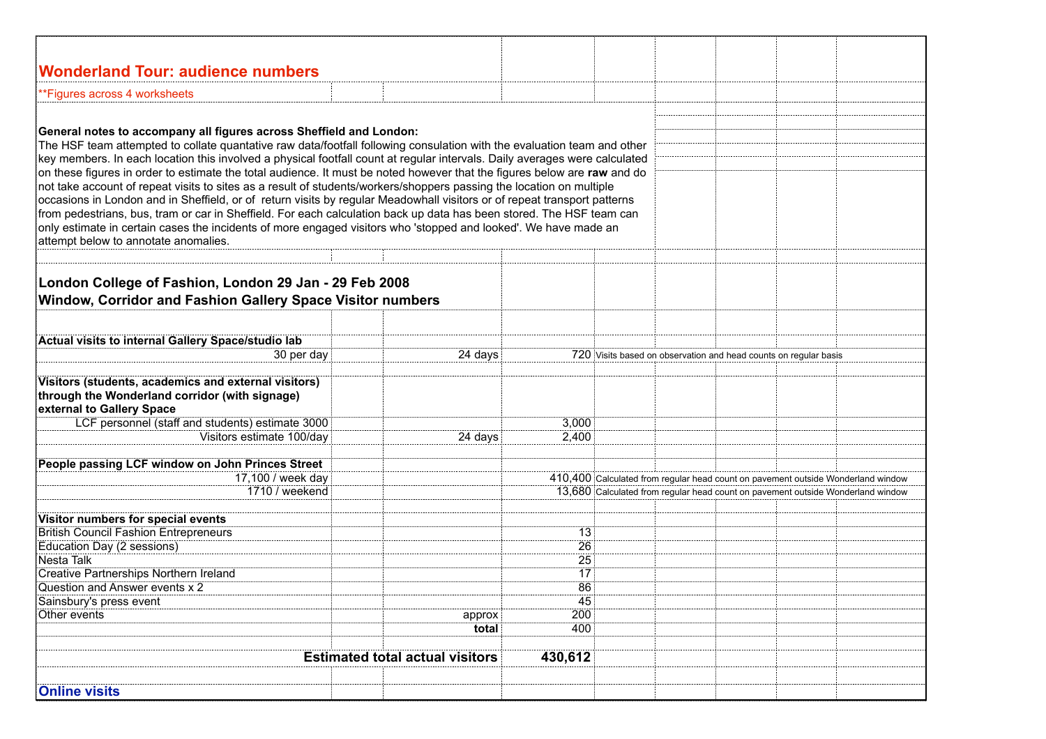# Wonderland Tour: audience numbers

**Figures across 4 worksheets

**General notes to accompany all figures across Sheffield and London:**
The HSF team attempted to collate quantative raw data/footfall following consulation with the evaluation team and other key members. In each location this involved a physical footfall count at regular intervals. Daily averages were calculated on these figures in order to estimate the total audience. It must be noted however that the figures below are **raw** and do not take account of repeat visits to sites as a result of students/workers/shoppers passing the location on multiple occasions in London and in Sheffield, or of return visits by regular Meadowhall visitors or of repeat transport patterns from pedestrians, bus, tram or car in Sheffield. For each calculation back up data has been stored. The HSF team can only estimate in certain cases the incidents of more engaged visitors who 'stopped and looked'. We have made an attempt below to annotate anomalies.

## London College of Fashion, London 29 Jan - 29 Feb 2008
## Window, Corridor and Fashion Gallery Space Visitor numbers

| | | | | |
|---|---|---|---|---|
| **Actual visits to internal Gallery Space/studio lab** | | | | |
| 30 per day | | 24 days | 720 | Visits based on observation and head counts on regular basis |
| **Visitors (students, academics and external visitors) through the Wonderland corridor (with signage) external to Gallery Space** | | | | |
| LCF personnel (staff and students) estimate 3000 | | | 3,000 | |
| Visitors estimate 100/day | | 24 days | 2,400 | |
| **People passing LCF window on John Princes Street** | | | | |
| 17,100 / week day | | | 410,400 | Calculated from regular head count on pavement outside Wonderland window |
| 1710 / weekend | | | 13,680 | Calculated from regular head count on pavement outside Wonderland window |
| **Visitor numbers for special events** | | | | |
| British Council Fashion Entrepreneurs | | | 13 | |
| Education Day (2 sessions) | | | 26 | |
| Nesta Talk | | | 25 | |
| Creative Partnerships Northern Ireland | | | 17 | |
| Question and Answer events x 2 | | | 86 | |
| Sainsbury's press event | | | 45 | |
| Other events | | approx | 200 | |
| | | **total** | 400 | |
| | | **Estimated total actual visitors** | **430,612** | |

**Online visits**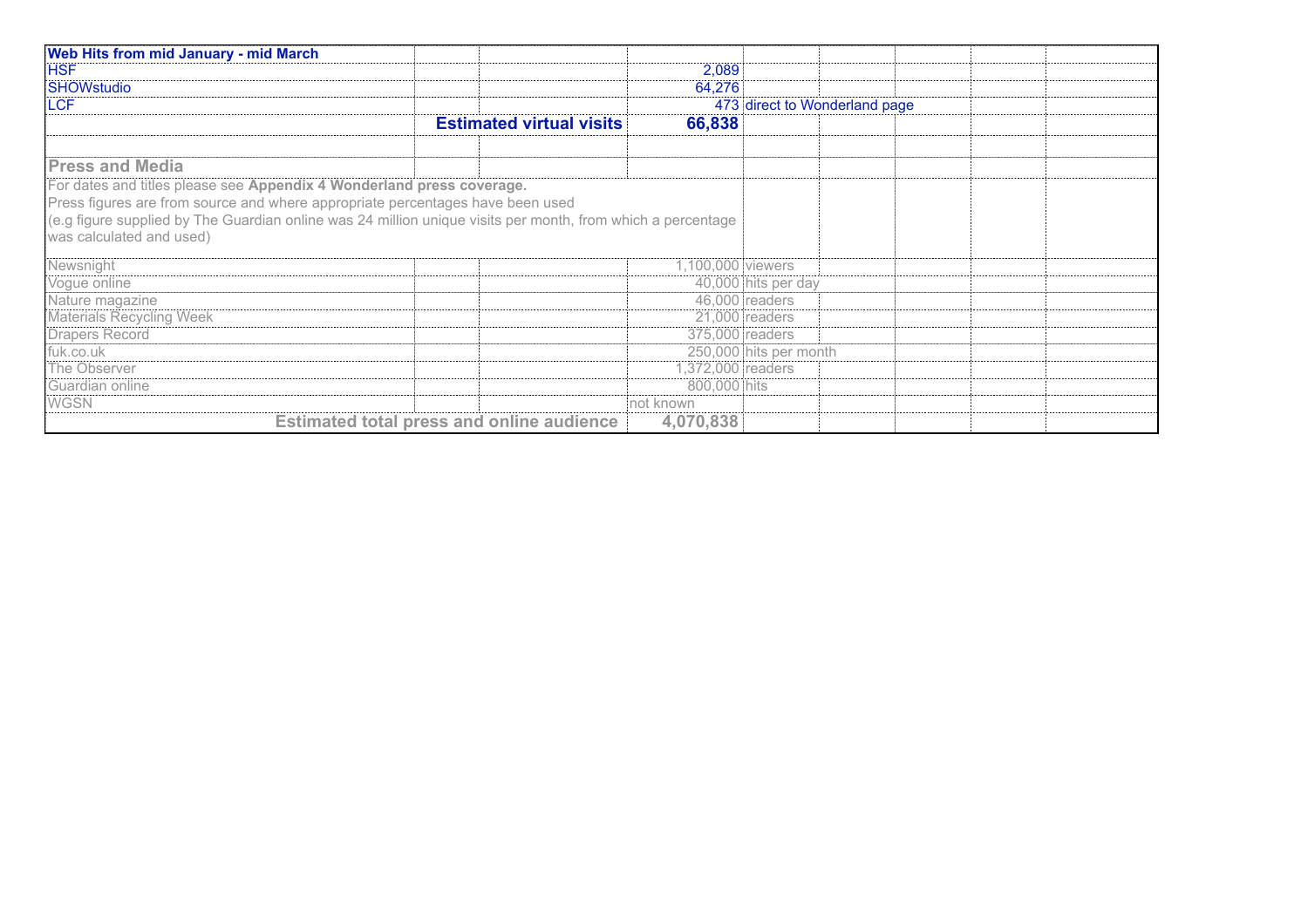| | | | | | | | | | |
|---|---|---|---|---|---|---|---|---|---|
| **Web Hits from mid January - mid March** | | | | | | | | | |
| HSF | | | 2,089 | | | | | | |
| SHOWstudio | | | 64,276 | | | | | | |
| LCF | | | 473 | direct to Wonderland page | | | | | |
| | | **Estimated virtual visits** | **66,838** | | | | | | |
| | | | | | | | | | |
| **Press and Media** | | | | | | | | | |
| For dates and titles please see **Appendix 4 Wonderland press coverage.** Press figures are from source and where appropriate percentages have been used (e.g figure supplied by The Guardian online was 24 million unique visits per month, from which a percentage was calculated and used) | | | | | | | | | |
| Newsnight | | | 1,100,000 | viewers | | | | | |
| Vogue online | | | 40,000 | hits per day | | | | | |
| Nature magazine | | | 46,000 | readers | | | | | |
| Materials Recycling Week | | | 21,000 | readers | | | | | |
| Drapers Record | | | 375,000 | readers | | | | | |
| fuk.co.uk | | | 250,000 | hits per month | | | | | |
| The Observer | | | 1,372,000 | readers | | | | | |
| Guardian online | | | 800,000 | hits | | | | | |
| WGSN | | | not known | | | | | | |
| **Estimated total press and online audience** | | | **4,070,838** | | | | | | |